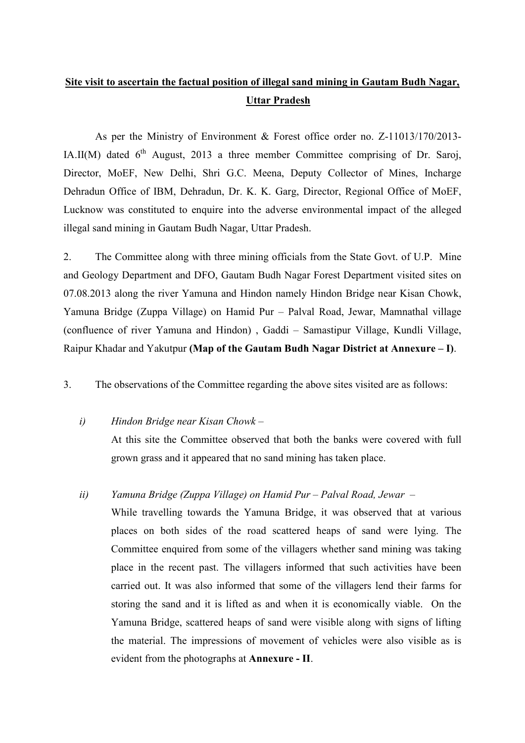**<u>Site visit to ascertain the factual position of illegal sand mining in Gautam Budh Nagar, Uttar Pradesh</u>**

As per the Ministry of Environment & Forest office order no. Z-11013/170/2013-IA.II(M) dated 6th August, 2013 a three member Committee comprising of Dr. Saroj, Director, MoEF, New Delhi, Shri G.C. Meena, Deputy Collector of Mines, Incharge Dehradun Office of IBM, Dehradun, Dr. K. K. Garg, Director, Regional Office of MoEF, Lucknow was constituted to enquire into the adverse environmental impact of the alleged illegal sand mining in Gautam Budh Nagar, Uttar Pradesh.

2. The Committee along with three mining officials from the State Govt. of U.P. Mine and Geology Department and DFO, Gautam Budh Nagar Forest Department visited sites on 07.08.2013 along the river Yamuna and Hindon namely Hindon Bridge near Kisan Chowk, Yamuna Bridge (Zuppa Village) on Hamid Pur – Palval Road, Jewar, Mamnathal village (confluence of river Yamuna and Hindon) , Gaddi – Samastipur Village, Kundli Village, Raipur Khadar and Yakutpur **(Map of the Gautam Budh Nagar District at Annexure – I)**.

3. The observations of the Committee regarding the above sites visited are as follows:

i) *Hindon Bridge near Kisan Chowk* –
At this site the Committee observed that both the banks were covered with full grown grass and it appeared that no sand mining has taken place.

ii) *Yamuna Bridge (Zuppa Village) on Hamid Pur – Palval Road, Jewar* –
While travelling towards the Yamuna Bridge, it was observed that at various places on both sides of the road scattered heaps of sand were lying. The Committee enquired from some of the villagers whether sand mining was taking place in the recent past. The villagers informed that such activities have been carried out. It was also informed that some of the villagers lend their farms for storing the sand and it is lifted as and when it is economically viable. On the Yamuna Bridge, scattered heaps of sand were visible along with signs of lifting the material. The impressions of movement of vehicles were also visible as is evident from the photographs at **Annexure - II**.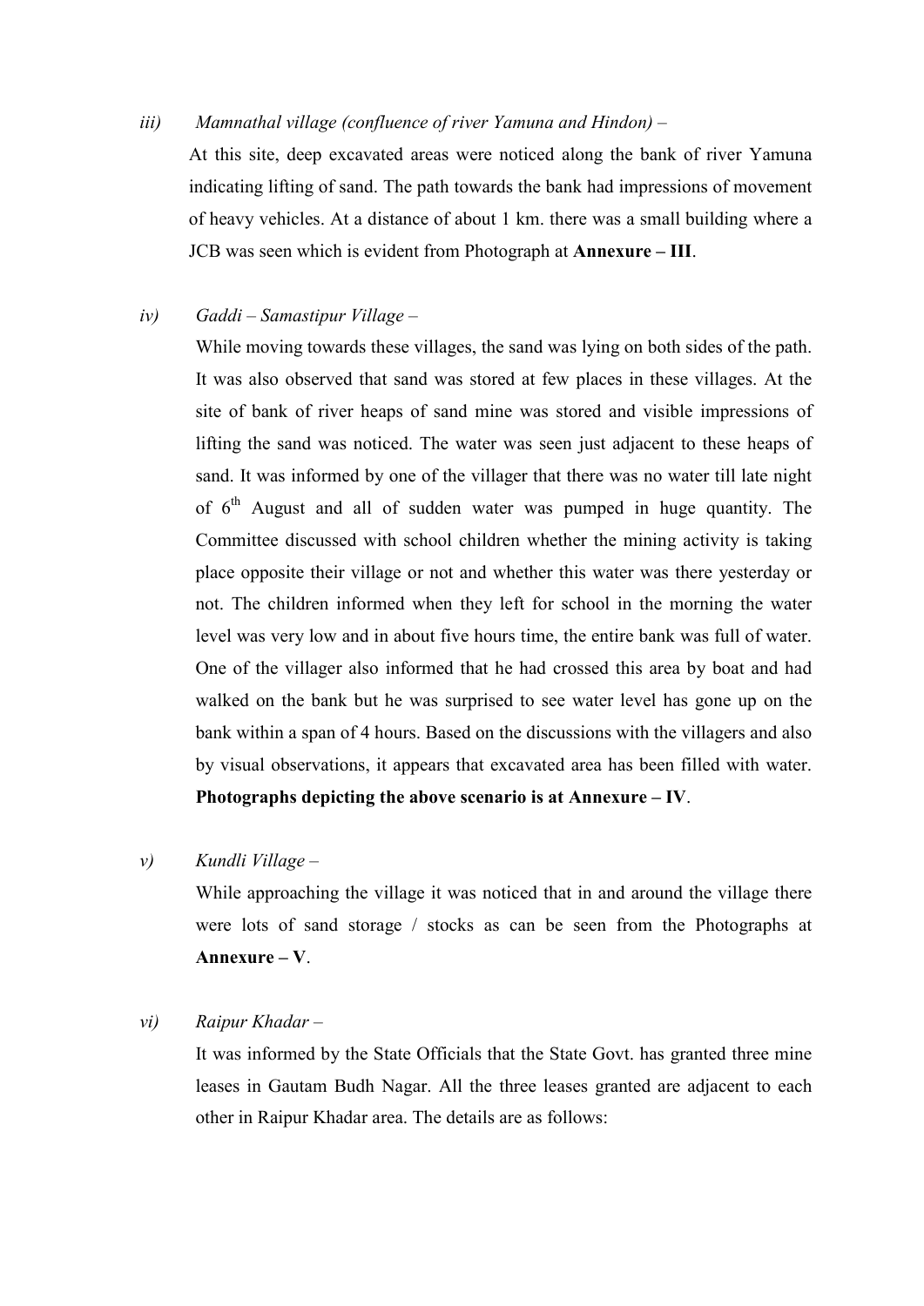iii) *Mamnathal village (confluence of river Yamuna and Hindon)* –

At this site, deep excavated areas were noticed along the bank of river Yamuna indicating lifting of sand. The path towards the bank had impressions of movement of heavy vehicles. At a distance of about 1 km. there was a small building where a JCB was seen which is evident from Photograph at **Annexure – III**.

iv) *Gaddi – Samastipur Village* –

While moving towards these villages, the sand was lying on both sides of the path. It was also observed that sand was stored at few places in these villages. At the site of bank of river heaps of sand mine was stored and visible impressions of lifting the sand was noticed. The water was seen just adjacent to these heaps of sand. It was informed by one of the villager that there was no water till late night of 6th August and all of sudden water was pumped in huge quantity. The Committee discussed with school children whether the mining activity is taking place opposite their village or not and whether this water was there yesterday or not. The children informed when they left for school in the morning the water level was very low and in about five hours time, the entire bank was full of water. One of the villager also informed that he had crossed this area by boat and had walked on the bank but he was surprised to see water level has gone up on the bank within a span of 4 hours. Based on the discussions with the villagers and also by visual observations, it appears that excavated area has been filled with water. **Photographs depicting the above scenario is at Annexure – IV**.

v) *Kundli Village* –

While approaching the village it was noticed that in and around the village there were lots of sand storage / stocks as can be seen from the Photographs at **Annexure – V**.

vi) *Raipur Khadar* –

It was informed by the State Officials that the State Govt. has granted three mine leases in Gautam Budh Nagar. All the three leases granted are adjacent to each other in Raipur Khadar area. The details are as follows: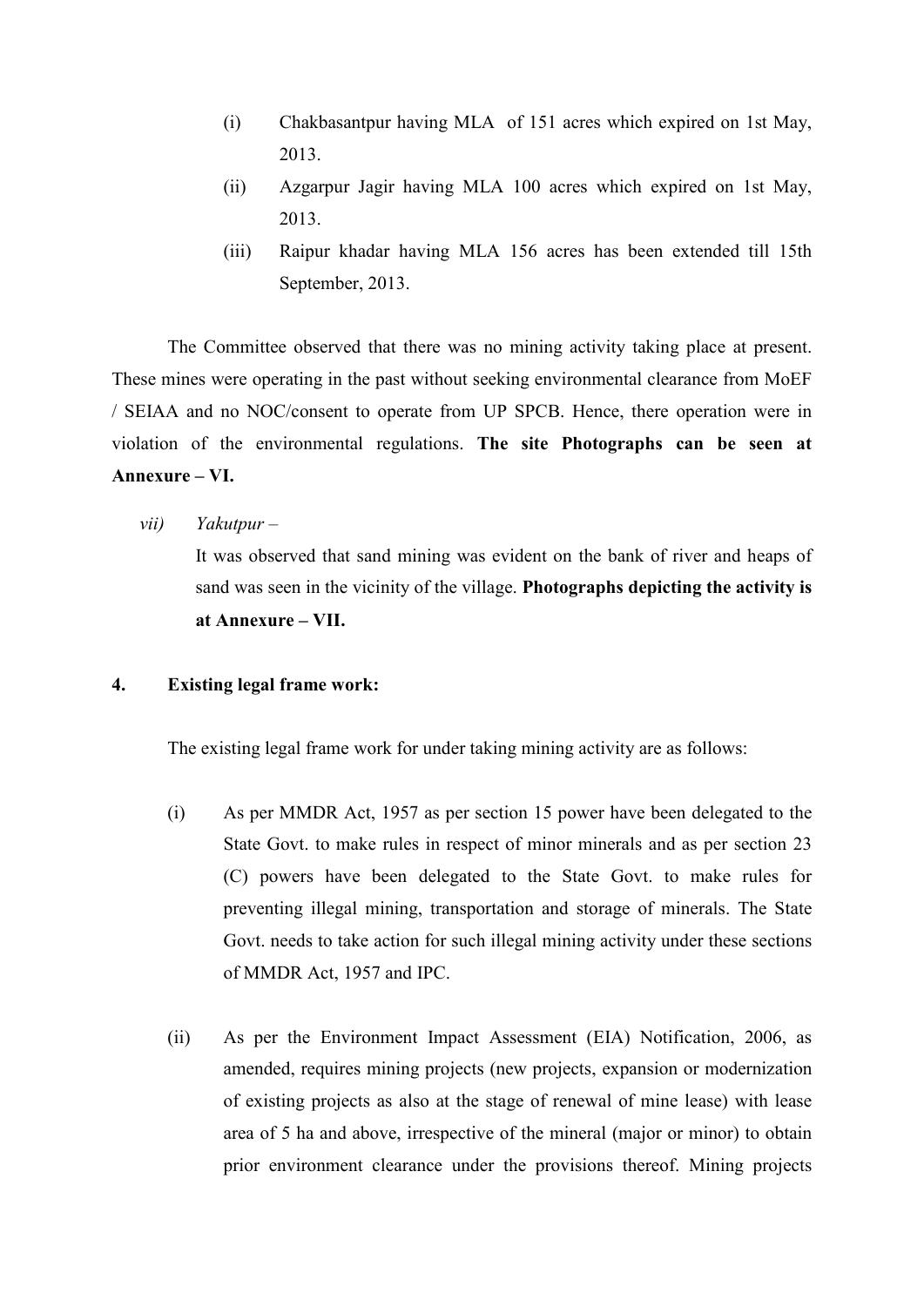(i) Chakbasantpur having MLA of 151 acres which expired on 1st May, 2013.

(ii) Azgarpur Jagir having MLA 100 acres which expired on 1st May, 2013.

(iii) Raipur khadar having MLA 156 acres has been extended till 15th September, 2013.

The Committee observed that there was no mining activity taking place at present. These mines were operating in the past without seeking environmental clearance from MoEF / SEIAA and no NOC/consent to operate from UP SPCB. Hence, there operation were in violation of the environmental regulations. **The site Photographs can be seen at Annexure – VI.**

*vii) Yakutpur –*

It was observed that sand mining was evident on the bank of river and heaps of sand was seen in the vicinity of the village. **Photographs depicting the activity is at Annexure – VII.**

## 4. Existing legal frame work:

The existing legal frame work for under taking mining activity are as follows:

(i) As per MMDR Act, 1957 as per section 15 power have been delegated to the State Govt. to make rules in respect of minor minerals and as per section 23 (C) powers have been delegated to the State Govt. to make rules for preventing illegal mining, transportation and storage of minerals. The State Govt. needs to take action for such illegal mining activity under these sections of MMDR Act, 1957 and IPC.

(ii) As per the Environment Impact Assessment (EIA) Notification, 2006, as amended, requires mining projects (new projects, expansion or modernization of existing projects as also at the stage of renewal of mine lease) with lease area of 5 ha and above, irrespective of the mineral (major or minor) to obtain prior environment clearance under the provisions thereof. Mining projects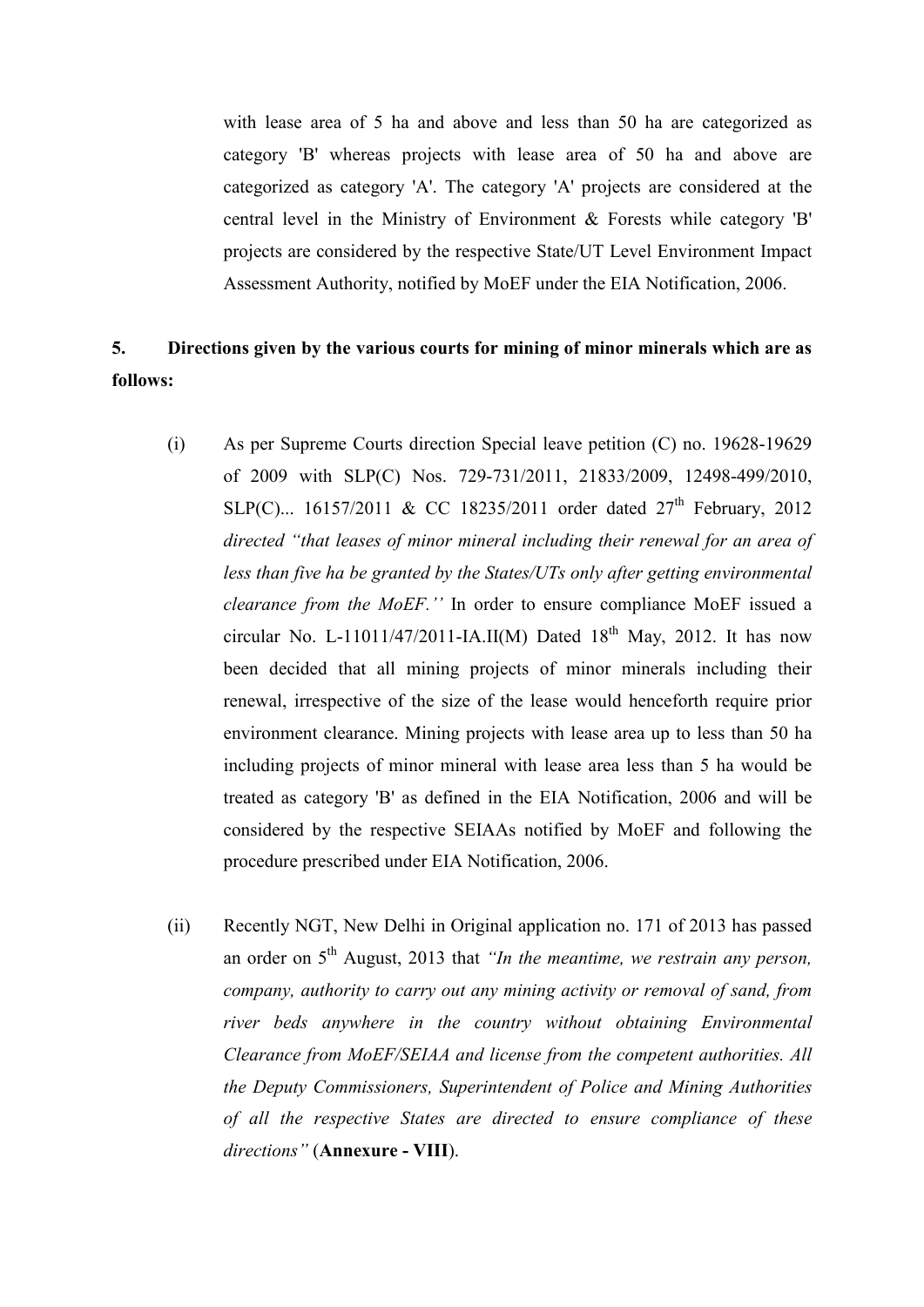with lease area of 5 ha and above and less than 50 ha are categorized as category 'B' whereas projects with lease area of 50 ha and above are categorized as category 'A'. The category 'A' projects are considered at the central level in the Ministry of Environment & Forests while category 'B' projects are considered by the respective State/UT Level Environment Impact Assessment Authority, notified by MoEF under the EIA Notification, 2006.

**5. Directions given by the various courts for mining of minor minerals which are as follows:**

(i) As per Supreme Courts direction Special leave petition (C) no. 19628-19629 of 2009 with SLP(C) Nos. 729-731/2011, 21833/2009, 12498-499/2010, SLP(C)... 16157/2011 & CC 18235/2011 order dated 27th February, 2012 *directed "that leases of minor mineral including their renewal for an area of less than five ha be granted by the States/UTs only after getting environmental clearance from the MoEF.''* In order to ensure compliance MoEF issued a circular No. L-11011/47/2011-IA.II(M) Dated 18th May, 2012. It has now been decided that all mining projects of minor minerals including their renewal, irrespective of the size of the lease would henceforth require prior environment clearance. Mining projects with lease area up to less than 50 ha including projects of minor mineral with lease area less than 5 ha would be treated as category 'B' as defined in the EIA Notification, 2006 and will be considered by the respective SEIAAs notified by MoEF and following the procedure prescribed under EIA Notification, 2006.

(ii) Recently NGT, New Delhi in Original application no. 171 of 2013 has passed an order on 5th August, 2013 that *"In the meantime, we restrain any person, company, authority to carry out any mining activity or removal of sand, from river beds anywhere in the country without obtaining Environmental Clearance from MoEF/SEIAA and license from the competent authorities. All the Deputy Commissioners, Superintendent of Police and Mining Authorities of all the respective States are directed to ensure compliance of these directions"* (**Annexure - VIII**).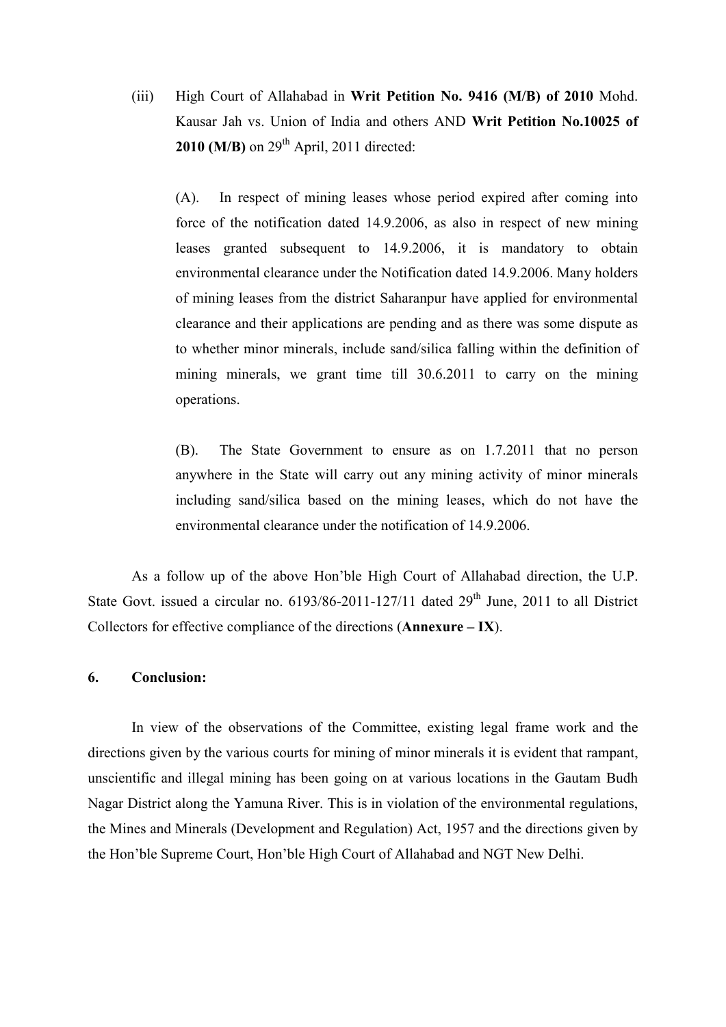(iii) High Court of Allahabad in **Writ Petition No. 9416 (M/B) of 2010** Mohd. Kausar Jah vs. Union of India and others AND **Writ Petition No.10025 of 2010 (M/B)** on 29th April, 2011 directed:

(A). In respect of mining leases whose period expired after coming into force of the notification dated 14.9.2006, as also in respect of new mining leases granted subsequent to 14.9.2006, it is mandatory to obtain environmental clearance under the Notification dated 14.9.2006. Many holders of mining leases from the district Saharanpur have applied for environmental clearance and their applications are pending and as there was some dispute as to whether minor minerals, include sand/silica falling within the definition of mining minerals, we grant time till 30.6.2011 to carry on the mining operations.

(B). The State Government to ensure as on 1.7.2011 that no person anywhere in the State will carry out any mining activity of minor minerals including sand/silica based on the mining leases, which do not have the environmental clearance under the notification of 14.9.2006.

As a follow up of the above Hon'ble High Court of Allahabad direction, the U.P. State Govt. issued a circular no. 6193/86-2011-127/11 dated 29th June, 2011 to all District Collectors for effective compliance of the directions (**Annexure – IX**).

## 6. Conclusion:

In view of the observations of the Committee, existing legal frame work and the directions given by the various courts for mining of minor minerals it is evident that rampant, unscientific and illegal mining has been going on at various locations in the Gautam Budh Nagar District along the Yamuna River. This is in violation of the environmental regulations, the Mines and Minerals (Development and Regulation) Act, 1957 and the directions given by the Hon'ble Supreme Court, Hon'ble High Court of Allahabad and NGT New Delhi.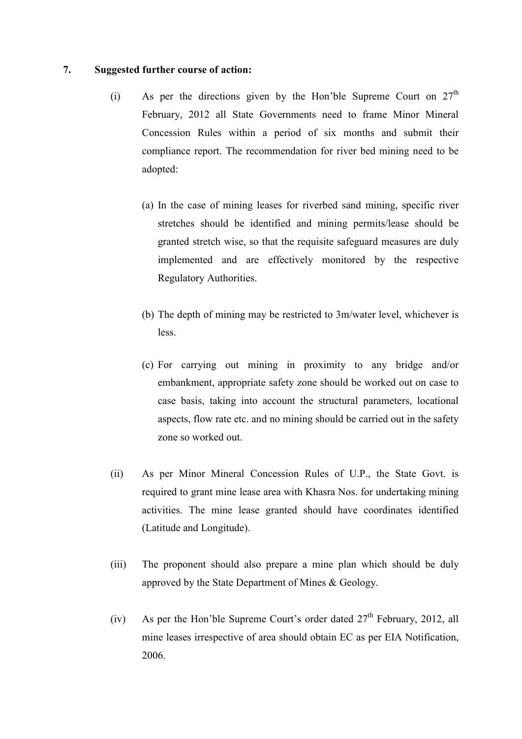## 7. Suggested further course of action:

(i) As per the directions given by the Hon'ble Supreme Court on 27th February, 2012 all State Governments need to frame Minor Mineral Concession Rules within a period of six months and submit their compliance report. The recommendation for river bed mining need to be adopted:

(a) In the case of mining leases for riverbed sand mining, specific river stretches should be identified and mining permits/lease should be granted stretch wise, so that the requisite safeguard measures are duly implemented and are effectively monitored by the respective Regulatory Authorities.

(b) The depth of mining may be restricted to 3m/water level, whichever is less.

(c) For carrying out mining in proximity to any bridge and/or embankment, appropriate safety zone should be worked out on case to case basis, taking into account the structural parameters, locational aspects, flow rate etc. and no mining should be carried out in the safety zone so worked out.

(ii) As per Minor Mineral Concession Rules of U.P., the State Govt. is required to grant mine lease area with Khasra Nos. for undertaking mining activities. The mine lease granted should have coordinates identified (Latitude and Longitude).

(iii) The proponent should also prepare a mine plan which should be duly approved by the State Department of Mines & Geology.

(iv) As per the Hon'ble Supreme Court's order dated 27th February, 2012, all mine leases irrespective of area should obtain EC as per EIA Notification, 2006.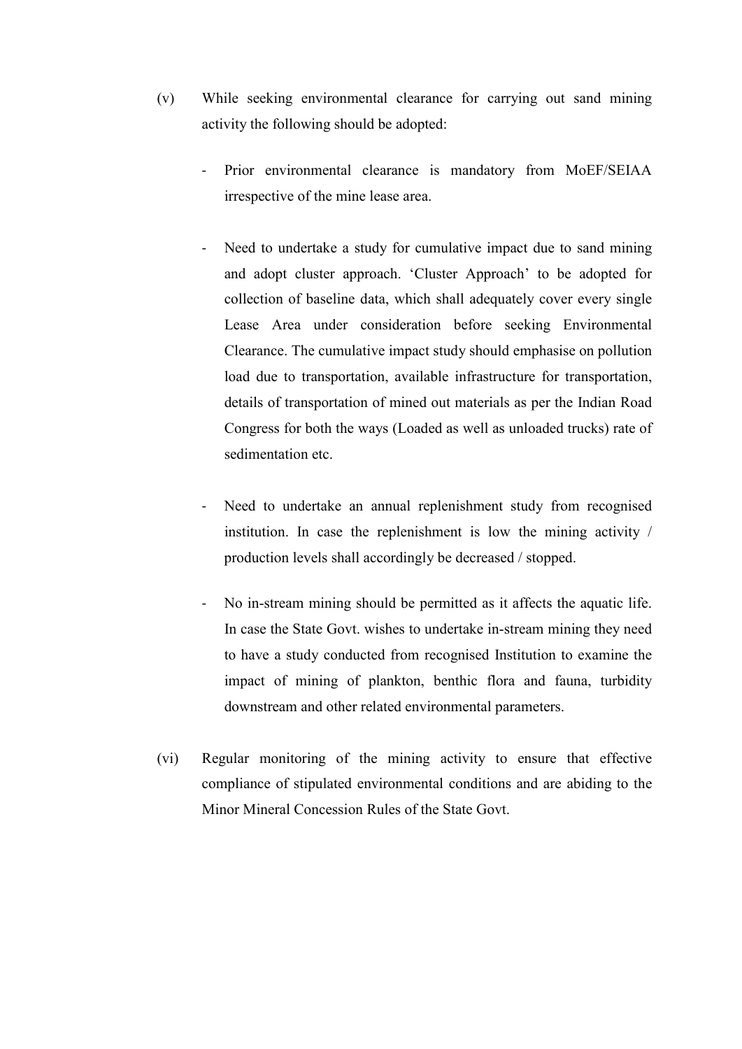(v) While seeking environmental clearance for carrying out sand mining activity the following should be adopted:

- Prior environmental clearance is mandatory from MoEF/SEIAA irrespective of the mine lease area.

- Need to undertake a study for cumulative impact due to sand mining and adopt cluster approach. 'Cluster Approach' to be adopted for collection of baseline data, which shall adequately cover every single Lease Area under consideration before seeking Environmental Clearance. The cumulative impact study should emphasise on pollution load due to transportation, available infrastructure for transportation, details of transportation of mined out materials as per the Indian Road Congress for both the ways (Loaded as well as unloaded trucks) rate of sedimentation etc.

- Need to undertake an annual replenishment study from recognised institution. In case the replenishment is low the mining activity / production levels shall accordingly be decreased / stopped.

- No in-stream mining should be permitted as it affects the aquatic life. In case the State Govt. wishes to undertake in-stream mining they need to have a study conducted from recognised Institution to examine the impact of mining of plankton, benthic flora and fauna, turbidity downstream and other related environmental parameters.

(vi) Regular monitoring of the mining activity to ensure that effective compliance of stipulated environmental conditions and are abiding to the Minor Mineral Concession Rules of the State Govt.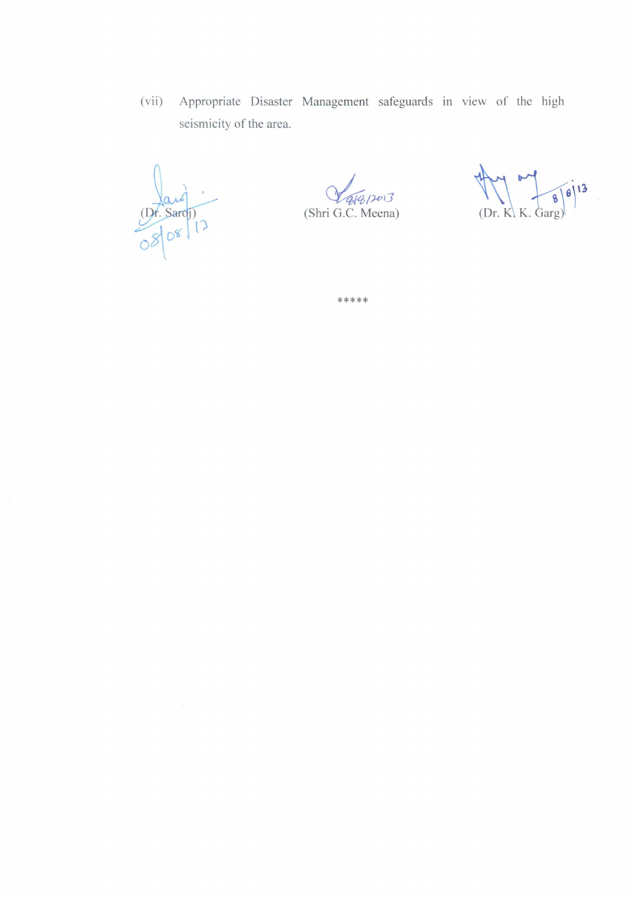(vii) Appropriate Disaster Management safeguards in view of the high seismicity of the area.

| | | |
|---|---|---|
| (Dr. Saroj) | (Shri G.C. Meena) | (Dr. K. K. Garg) |

*****